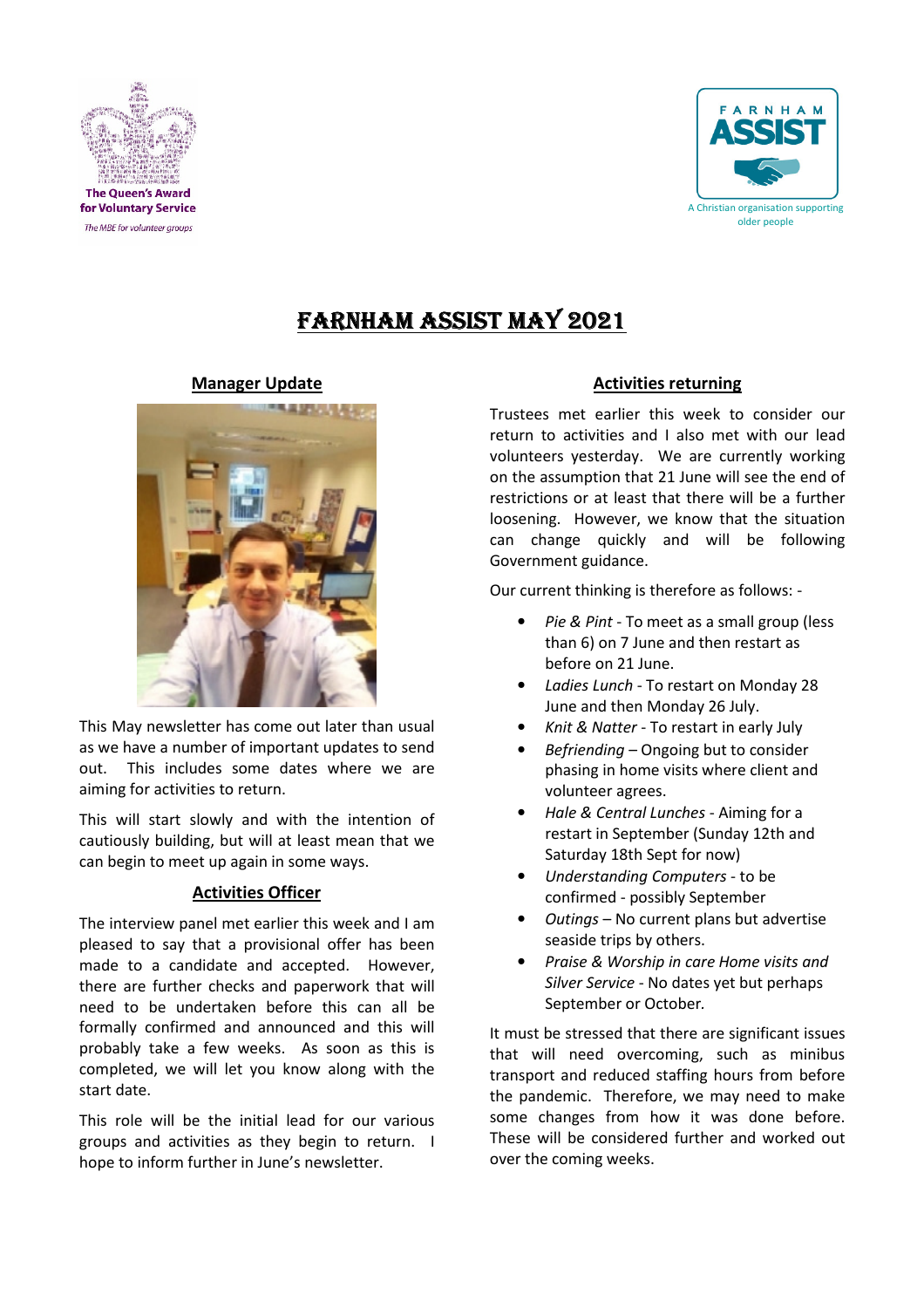The Queen's Award for Voluntary Service

The MBE for volunteer groups

FARNHAM ASSIST

A Christian organisation supporting older people

# FARNHAM ASSIST MAY 2021

## Manager Update

This May newsletter has come out later than usual as we have a number of important updates to send out. This includes some dates where we are aiming for activities to return.

This will start slowly and with the intention of cautiously building, but will at least mean that we can begin to meet up again in some ways.

## Activities Officer

The interview panel met earlier this week and I am pleased to say that a provisional offer has been made to a candidate and accepted. However, there are further checks and paperwork that will need to be undertaken before this can all be formally confirmed and announced and this will probably take a few weeks. As soon as this is completed, we will let you know along with the start date.

This role will be the initial lead for our various groups and activities as they begin to return. I hope to inform further in June's newsletter.

## Activities returning

Trustees met earlier this week to consider our return to activities and I also met with our lead volunteers yesterday. We are currently working on the assumption that 21 June will see the end of restrictions or at least that there will be a further loosening. However, we know that the situation can change quickly and will be following Government guidance.

Our current thinking is therefore as follows: -

- *Pie & Pint* - To meet as a small group (less than 6) on 7 June and then restart as before on 21 June.
- *Ladies Lunch* - To restart on Monday 28 June and then Monday 26 July.
- *Knit & Natter* - To restart in early July
- *Befriending* – Ongoing but to consider phasing in home visits where client and volunteer agrees.
- *Hale & Central Lunches* - Aiming for a restart in September (Sunday 12th and Saturday 18th Sept for now)
- *Understanding Computers* - to be confirmed - possibly September
- *Outings* – No current plans but advertise seaside trips by others.
- *Praise & Worship in care Home visits and Silver Service* - No dates yet but perhaps September or October.

It must be stressed that there are significant issues that will need overcoming, such as minibus transport and reduced staffing hours from before the pandemic. Therefore, we may need to make some changes from how it was done before. These will be considered further and worked out over the coming weeks.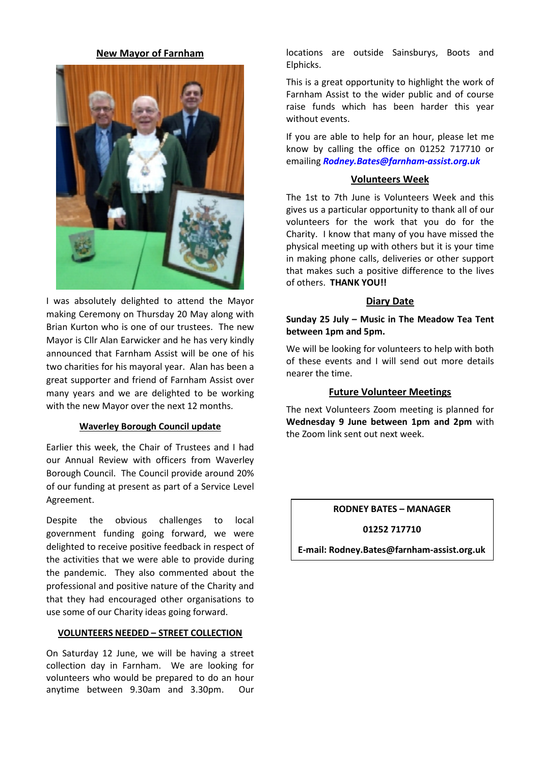## New Mayor of Farnham

I was absolutely delighted to attend the Mayor making Ceremony on Thursday 20 May along with Brian Kurton who is one of our trustees. The new Mayor is Cllr Alan Earwicker and he has very kindly announced that Farnham Assist will be one of his two charities for his mayoral year. Alan has been a great supporter and friend of Farnham Assist over many years and we are delighted to be working with the new Mayor over the next 12 months.

## Waverley Borough Council update

Earlier this week, the Chair of Trustees and I had our Annual Review with officers from Waverley Borough Council. The Council provide around 20% of our funding at present as part of a Service Level Agreement.

Despite the obvious challenges to local government funding going forward, we were delighted to receive positive feedback in respect of the activities that we were able to provide during the pandemic. They also commented about the professional and positive nature of the Charity and that they had encouraged other organisations to use some of our Charity ideas going forward.

## VOLUNTEERS NEEDED – STREET COLLECTION

On Saturday 12 June, we will be having a street collection day in Farnham. We are looking for volunteers who would be prepared to do an hour anytime between 9.30am and 3.30pm. Our locations are outside Sainsburys, Boots and Elphicks.

This is a great opportunity to highlight the work of Farnham Assist to the wider public and of course raise funds which has been harder this year without events.

If you are able to help for an hour, please let me know by calling the office on 01252 717710 or emailing ***Rodney.Bates@farnham-assist.org.uk***

## Volunteers Week

The 1st to 7th June is Volunteers Week and this gives us a particular opportunity to thank all of our volunteers for the work that you do for the Charity. I know that many of you have missed the physical meeting up with others but it is your time in making phone calls, deliveries or other support that makes such a positive difference to the lives of others. **THANK YOU!!**

## Diary Date

**Sunday 25 July – Music in The Meadow Tea Tent between 1pm and 5pm.**

We will be looking for volunteers to help with both of these events and I will send out more details nearer the time.

## Future Volunteer Meetings

The next Volunteers Zoom meeting is planned for **Wednesday 9 June between 1pm and 2pm** with the Zoom link sent out next week.

**RODNEY BATES – MANAGER**

**01252 717710**

**E-mail: Rodney.Bates@farnham-assist.org.uk**